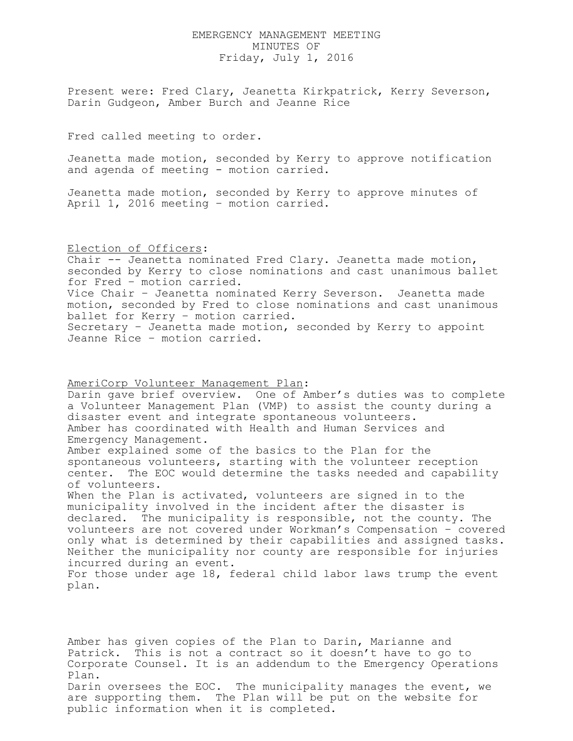EMERGENCY MANAGEMENT MEETING
MINUTES OF
Friday, July 1, 2016

Present were: Fred Clary, Jeanetta Kirkpatrick, Kerry Severson, Darin Gudgeon, Amber Burch and Jeanne Rice

Fred called meeting to order.

Jeanetta made motion, seconded by Kerry to approve notification and agenda of meeting - motion carried.

Jeanetta made motion, seconded by Kerry to approve minutes of April 1, 2016 meeting – motion carried.

<u>Election of Officers</u>:
Chair -- Jeanetta nominated Fred Clary. Jeanetta made motion, seconded by Kerry to close nominations and cast unanimous ballet for Fred – motion carried.
Vice Chair – Jeanetta nominated Kerry Severson. Jeanetta made motion, seconded by Fred to close nominations and cast unanimous ballet for Kerry – motion carried.
Secretary – Jeanetta made motion, seconded by Kerry to appoint Jeanne Rice – motion carried.

<u>AmeriCorp Volunteer Management Plan</u>:
Darin gave brief overview. One of Amber's duties was to complete a Volunteer Management Plan (VMP) to assist the county during a disaster event and integrate spontaneous volunteers.
Amber has coordinated with Health and Human Services and Emergency Management.
Amber explained some of the basics to the Plan for the spontaneous volunteers, starting with the volunteer reception center. The EOC would determine the tasks needed and capability of volunteers.
When the Plan is activated, volunteers are signed in to the municipality involved in the incident after the disaster is declared. The municipality is responsible, not the county. The volunteers are not covered under Workman's Compensation – covered only what is determined by their capabilities and assigned tasks. Neither the municipality nor county are responsible for injuries incurred during an event.
For those under age 18, federal child labor laws trump the event plan.

Amber has given copies of the Plan to Darin, Marianne and Patrick. This is not a contract so it doesn't have to go to Corporate Counsel. It is an addendum to the Emergency Operations Plan.
Darin oversees the EOC. The municipality manages the event, we are supporting them. The Plan will be put on the website for public information when it is completed.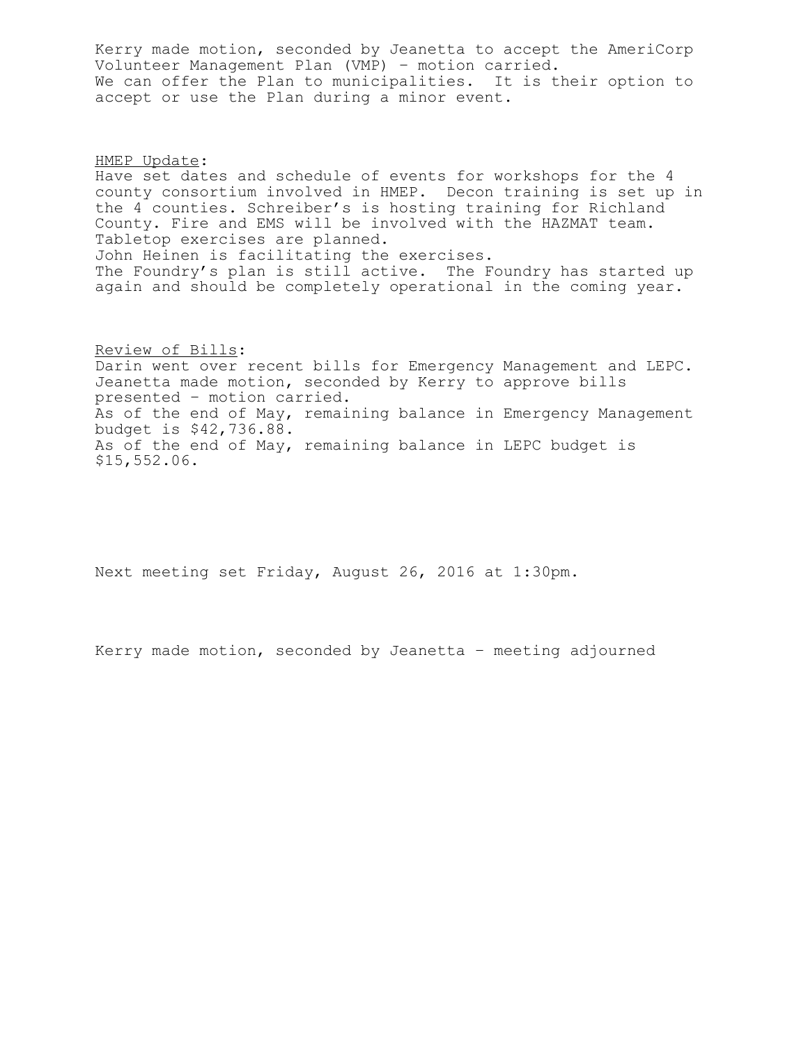Kerry made motion, seconded by Jeanetta to accept the AmeriCorp Volunteer Management Plan (VMP) – motion carried.
We can offer the Plan to municipalities. It is their option to accept or use the Plan during a minor event.

<u>HMEP Update</u>:
Have set dates and schedule of events for workshops for the 4 county consortium involved in HMEP. Decon training is set up in the 4 counties. Schreiber's is hosting training for Richland County. Fire and EMS will be involved with the HAZMAT team. Tabletop exercises are planned.
John Heinen is facilitating the exercises.
The Foundry's plan is still active. The Foundry has started up again and should be completely operational in the coming year.

<u>Review of Bills</u>:
Darin went over recent bills for Emergency Management and LEPC. Jeanetta made motion, seconded by Kerry to approve bills presented – motion carried.
As of the end of May, remaining balance in Emergency Management budget is $42,736.88.
As of the end of May, remaining balance in LEPC budget is $15,552.06.

Next meeting set Friday, August 26, 2016 at 1:30pm.

Kerry made motion, seconded by Jeanetta – meeting adjourned